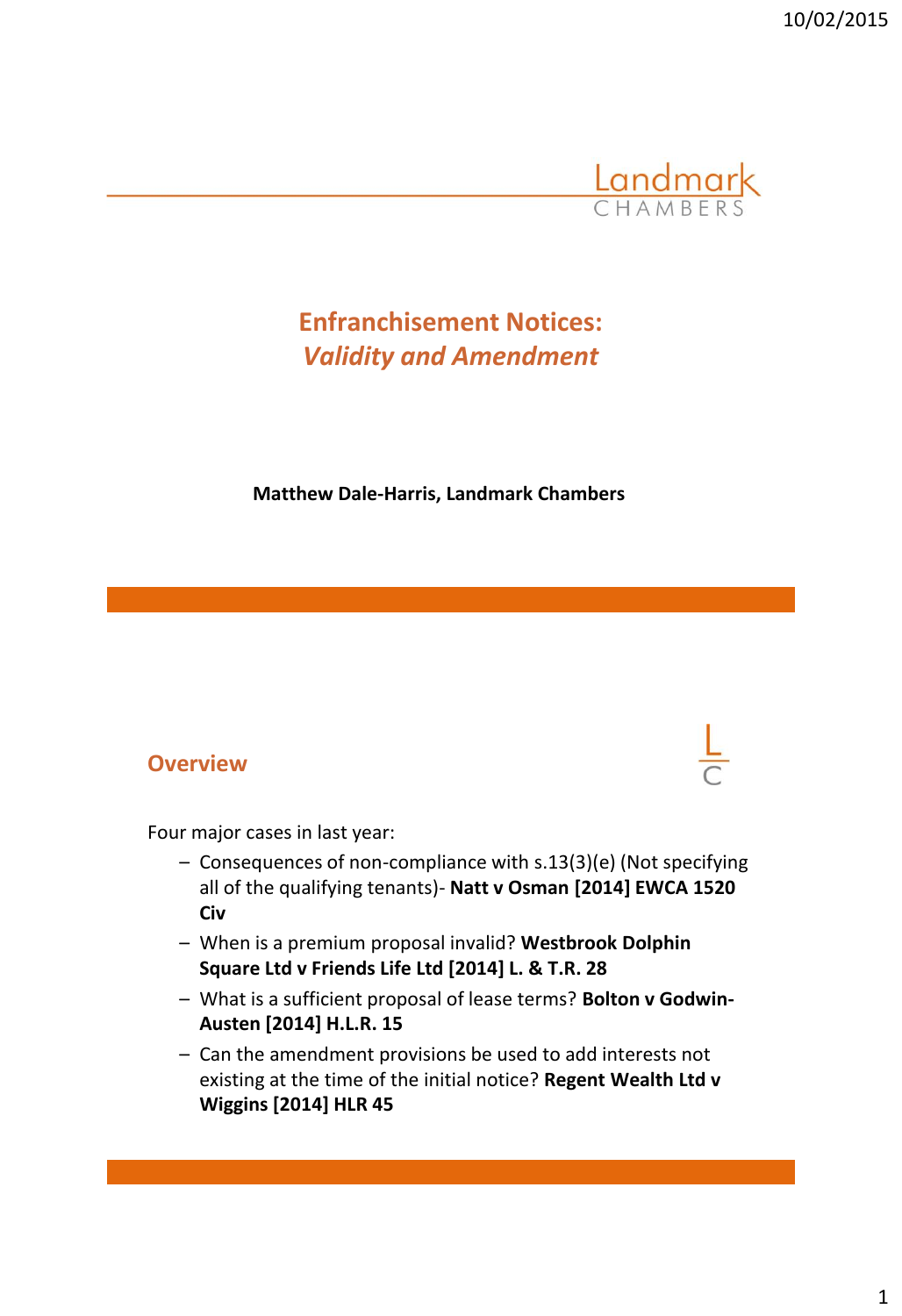# Enfranchisement Notices: *Validity and Amendment*

**Matthew Dale-Harris, Landmark Chambers**

## Overview

Four major cases in last year:

- Consequences of non-compliance with s.13(3)(e) (Not specifying all of the qualifying tenants)- **Natt v Osman [2014] EWCA 1520 Civ**
- When is a premium proposal invalid? **Westbrook Dolphin Square Ltd v Friends Life Ltd [2014] L. & T.R. 28**
- What is a sufficient proposal of lease terms? **Bolton v Godwin-Austen [2014] H.L.R. 15**
- Can the amendment provisions be used to add interests not existing at the time of the initial notice? **Regent Wealth Ltd v Wiggins [2014] HLR 45**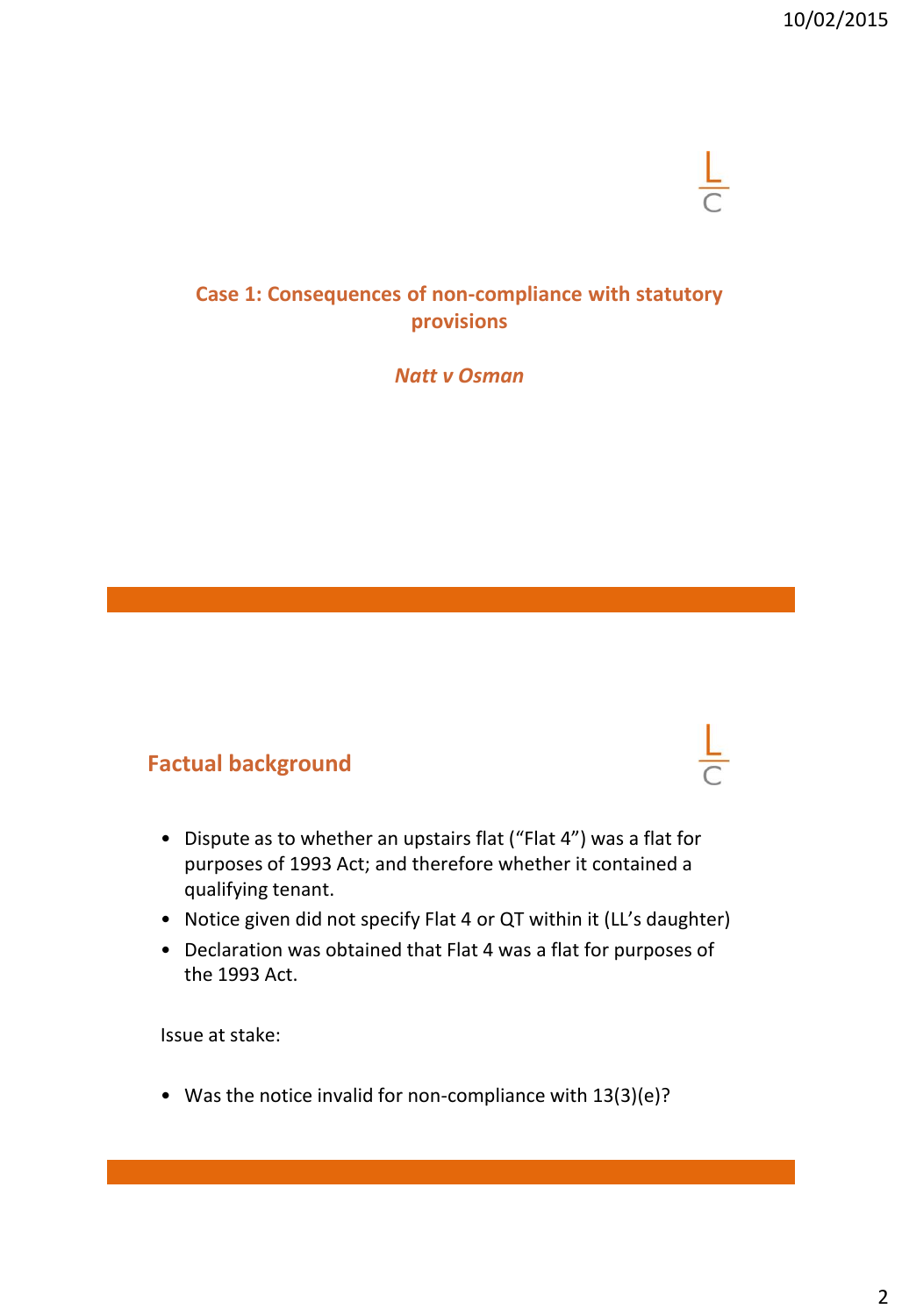## Case 1: Consequences of non-compliance with statutory provisions

*Natt v Osman*

## Factual background

- Dispute as to whether an upstairs flat ("Flat 4") was a flat for purposes of 1993 Act; and therefore whether it contained a qualifying tenant.
- Notice given did not specify Flat 4 or QT within it (LL's daughter)
- Declaration was obtained that Flat 4 was a flat for purposes of the 1993 Act.

Issue at stake:

- Was the notice invalid for non-compliance with 13(3)(e)?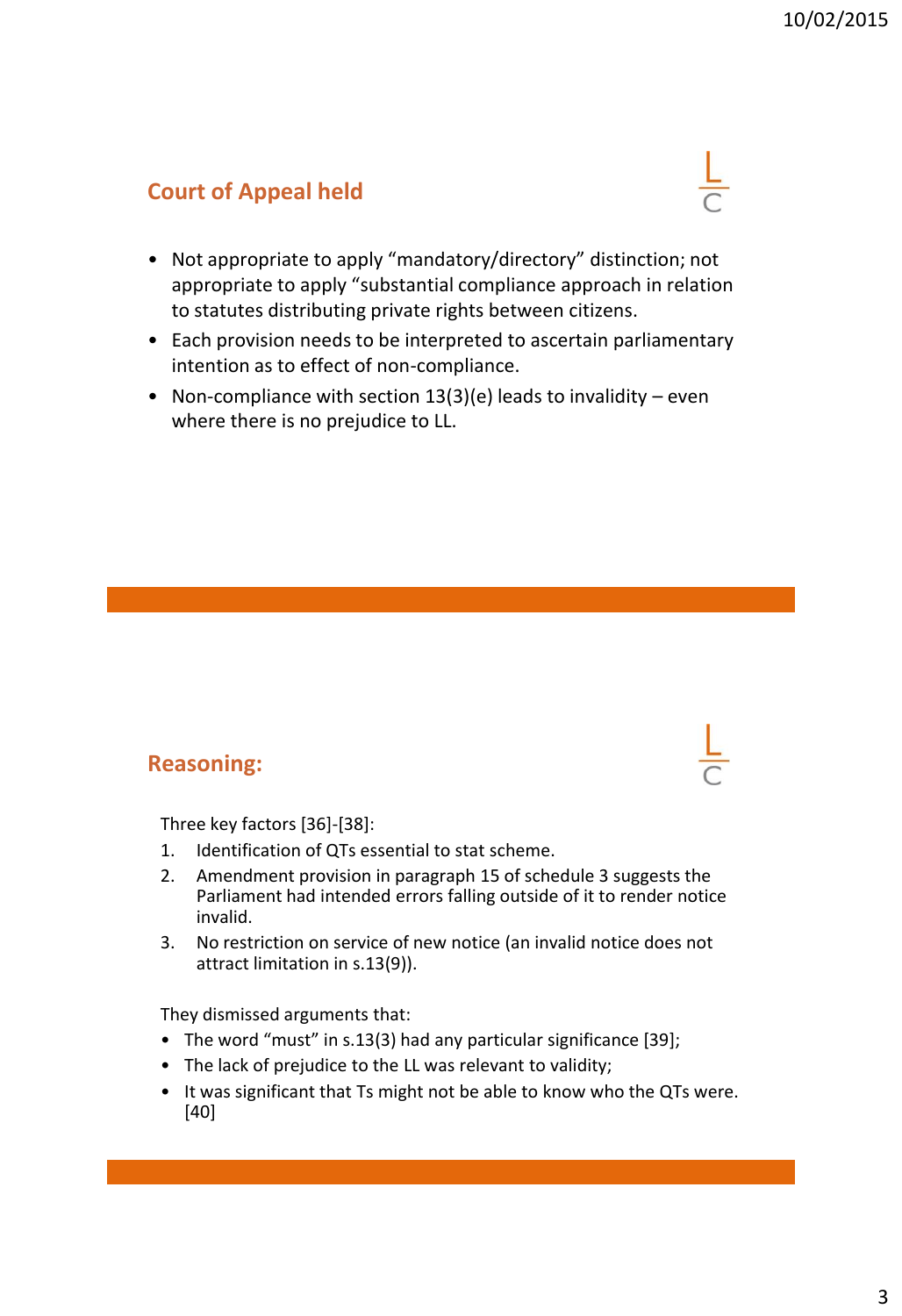## Court of Appeal held

- Not appropriate to apply “mandatory/directory” distinction; not appropriate to apply “substantial compliance approach in relation to statutes distributing private rights between citizens.
- Each provision needs to be interpreted to ascertain parliamentary intention as to effect of non-compliance.
- Non-compliance with section 13(3)(e) leads to invalidity – even where there is no prejudice to LL.

## Reasoning:

Three key factors [36]-[38]:

1. Identification of QTs essential to stat scheme.
2. Amendment provision in paragraph 15 of schedule 3 suggests the Parliament had intended errors falling outside of it to render notice invalid.
3. No restriction on service of new notice (an invalid notice does not attract limitation in s.13(9)).

They dismissed arguments that:

- The word “must” in s.13(3) had any particular significance [39];
- The lack of prejudice to the LL was relevant to validity;
- It was significant that Ts might not be able to know who the QTs were. [40]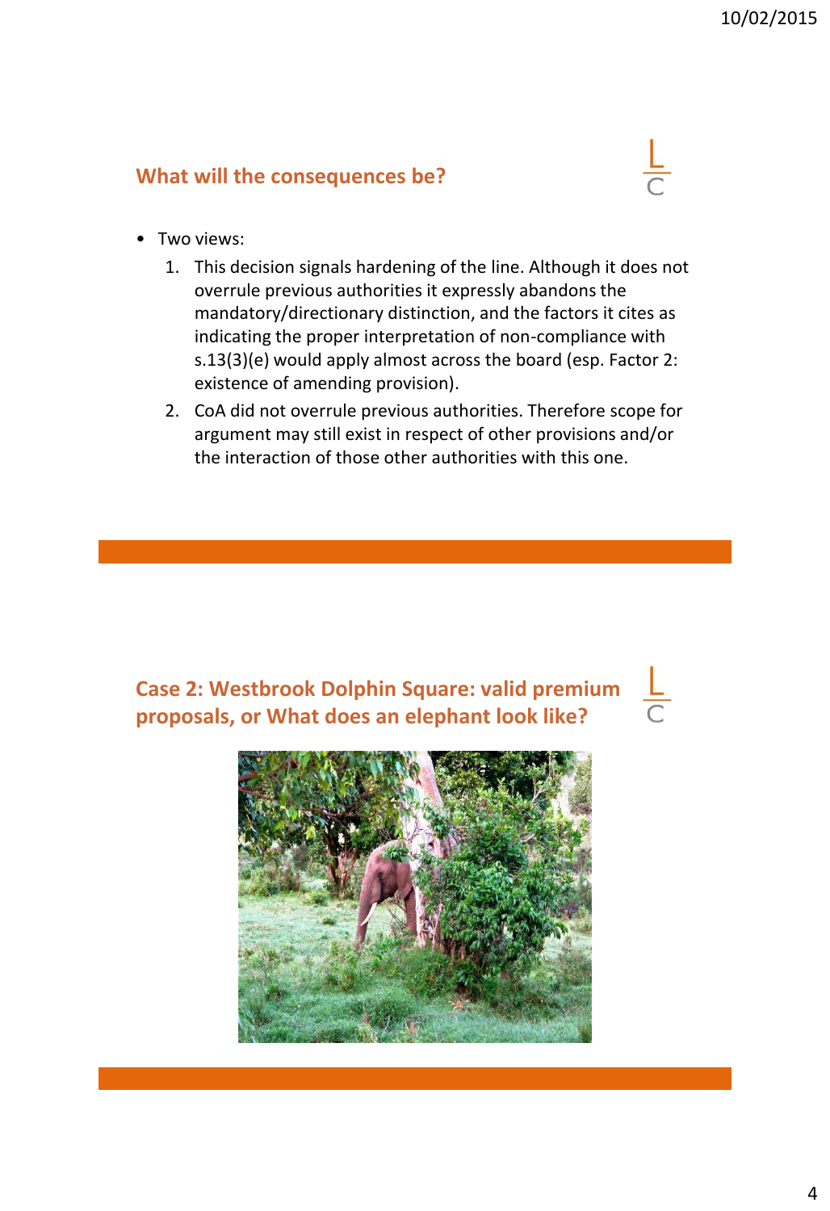## What will the consequences be?

- Two views:
  1. This decision signals hardening of the line. Although it does not overrule previous authorities it expressly abandons the mandatory/directionary distinction, and the factors it cites as indicating the proper interpretation of non-compliance with s.13(3)(e) would apply almost across the board (esp. Factor 2: existence of amending provision).
  2. CoA did not overrule previous authorities. Therefore scope for argument may still exist in respect of other provisions and/or the interaction of those other authorities with this one.

## Case 2: Westbrook Dolphin Square: valid premium proposals, or What does an elephant look like?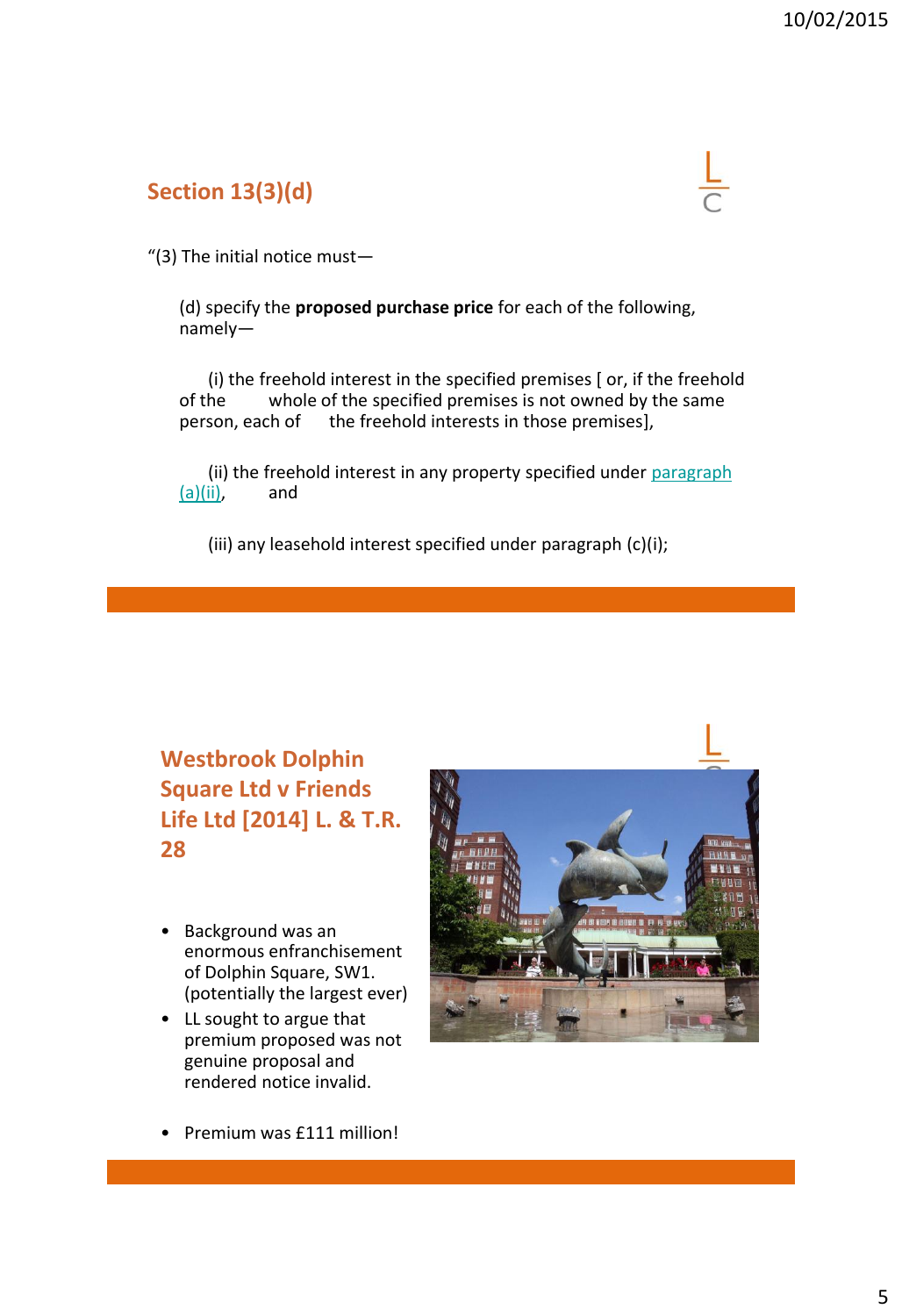## Section 13(3)(d)

"(3) The initial notice must—

(d) specify the **proposed purchase price** for each of the following, namely—

(i) the freehold interest in the specified premises [ or, if the freehold of the whole of the specified premises is not owned by the same person, each of the freehold interests in those premises],

(ii) the freehold interest in any property specified under paragraph (a)(ii), and

(iii) any leasehold interest specified under paragraph (c)(i);

## Westbrook Dolphin Square Ltd v Friends Life Ltd [2014] L. & T.R. 28

- Background was an enormous enfranchisement of Dolphin Square, SW1. (potentially the largest ever)
- LL sought to argue that premium proposed was not genuine proposal and rendered notice invalid.
- Premium was £111 million!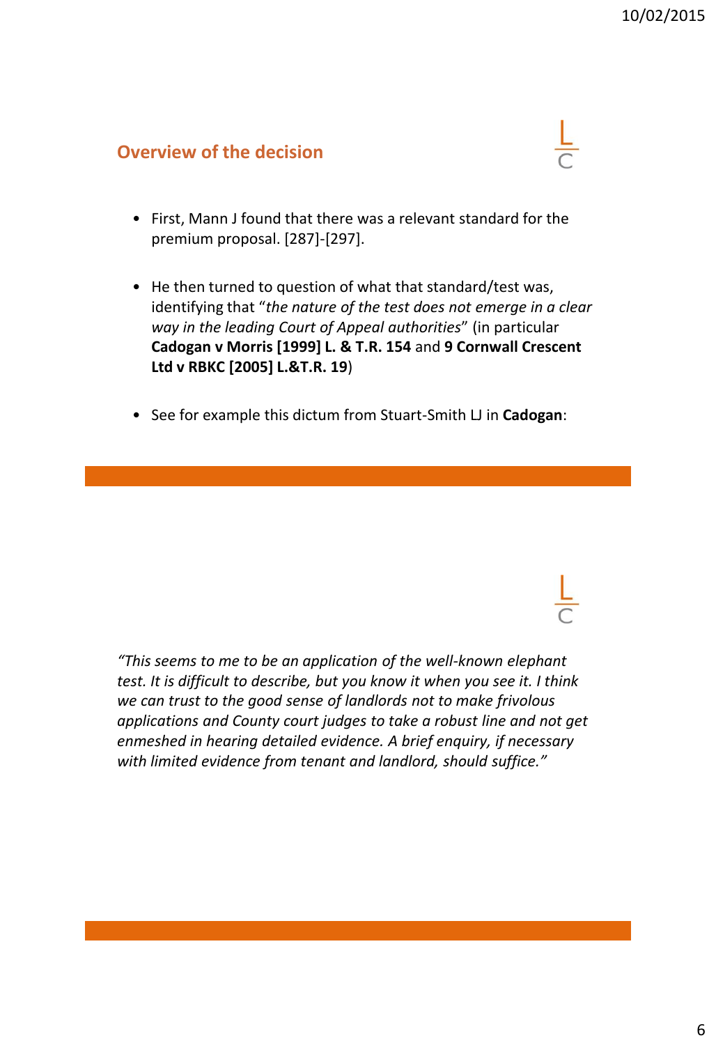## Overview of the decision

- First, Mann J found that there was a relevant standard for the premium proposal. [287]-[297].
- He then turned to question of what that standard/test was, identifying that "*the nature of the test does not emerge in a clear way in the leading Court of Appeal authorities*" (in particular **Cadogan v Morris [1999] L. & T.R. 154** and **9 Cornwall Crescent Ltd v RBKC [2005] L.&T.R. 19**)
- See for example this dictum from Stuart-Smith LJ in **Cadogan**:

*"This seems to me to be an application of the well-known elephant test. It is difficult to describe, but you know it when you see it. I think we can trust to the good sense of landlords not to make frivolous applications and County court judges to take a robust line and not get enmeshed in hearing detailed evidence. A brief enquiry, if necessary with limited evidence from tenant and landlord, should suffice."*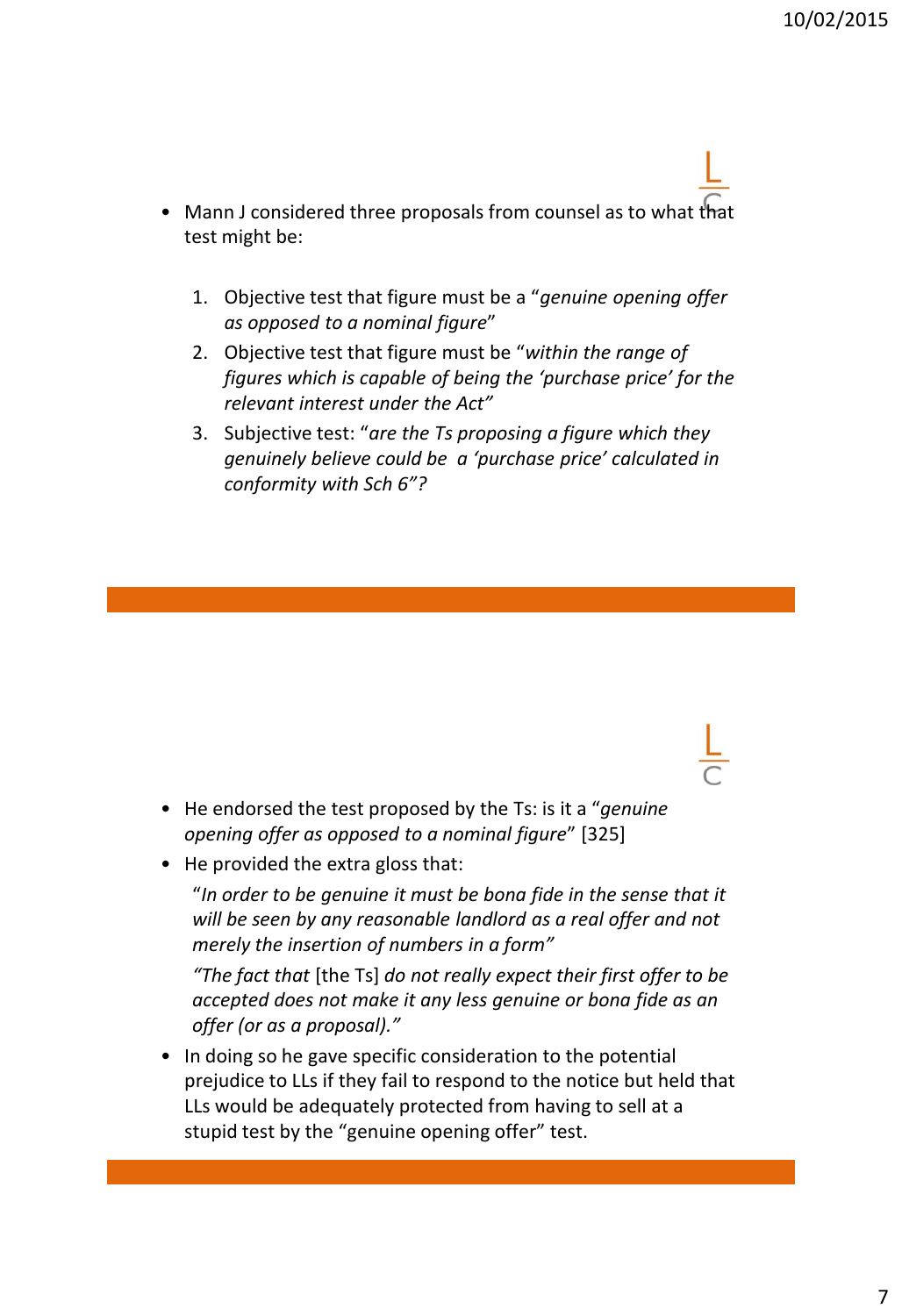- Mann J considered three proposals from counsel as to what that test might be:

    1. Objective test that figure must be a "*genuine opening offer as opposed to a nominal figure*"
    2. Objective test that figure must be "*within the range of figures which is capable of being the 'purchase price' for the relevant interest under the Act"*
    3. Subjective test: "*are the Ts proposing a figure which they genuinely believe could be a 'purchase price' calculated in conformity with Sch 6"?*

---

- He endorsed the test proposed by the Ts: is it a "*genuine opening offer as opposed to a nominal figure*" [325]
- He provided the extra gloss that:

  "*In order to be genuine it must be bona fide in the sense that it will be seen by any reasonable landlord as a real offer and not merely the insertion of numbers in a form"*

  *"The fact that* [the Ts] *do not really expect their first offer to be accepted does not make it any less genuine or bona fide as an offer (or as a proposal)."*

- In doing so he gave specific consideration to the potential prejudice to LLs if they fail to respond to the notice but held that LLs would be adequately protected from having to sell at a stupid test by the "genuine opening offer" test.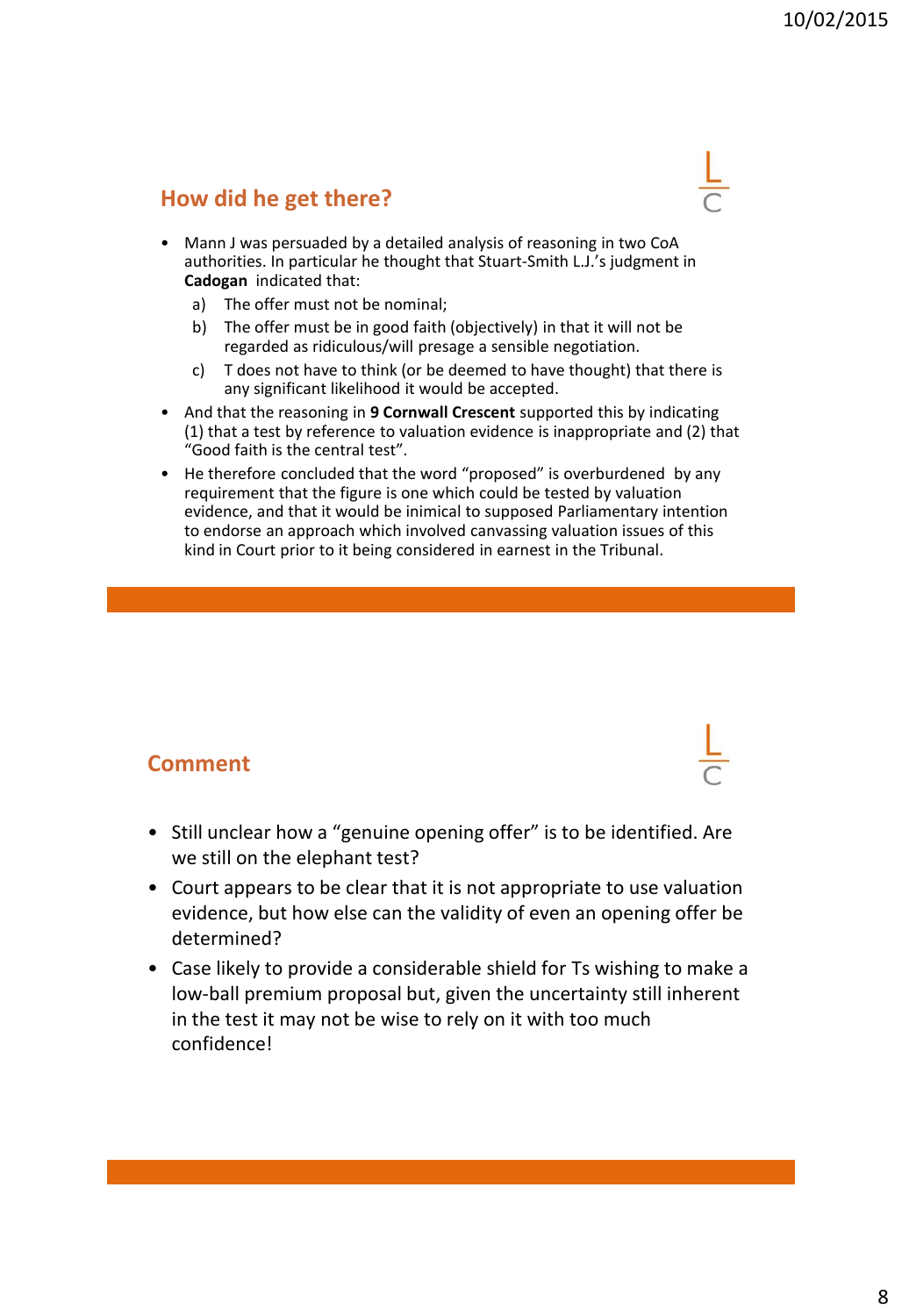## How did he get there?

- Mann J was persuaded by a detailed analysis of reasoning in two CoA authorities. In particular he thought that Stuart-Smith L.J.'s judgment in **Cadogan** indicated that:
  - a) The offer must not be nominal;
  - b) The offer must be in good faith (objectively) in that it will not be regarded as ridiculous/will presage a sensible negotiation.
  - c) T does not have to think (or be deemed to have thought) that there is any significant likelihood it would be accepted.
- And that the reasoning in **9 Cornwall Crescent** supported this by indicating (1) that a test by reference to valuation evidence is inappropriate and (2) that "Good faith is the central test".
- He therefore concluded that the word "proposed" is overburdened by any requirement that the figure is one which could be tested by valuation evidence, and that it would be inimical to supposed Parliamentary intention to endorse an approach which involved canvassing valuation issues of this kind in Court prior to it being considered in earnest in the Tribunal.

## Comment

- Still unclear how a "genuine opening offer" is to be identified. Are we still on the elephant test?
- Court appears to be clear that it is not appropriate to use valuation evidence, but how else can the validity of even an opening offer be determined?
- Case likely to provide a considerable shield for Ts wishing to make a low-ball premium proposal but, given the uncertainty still inherent in the test it may not be wise to rely on it with too much confidence!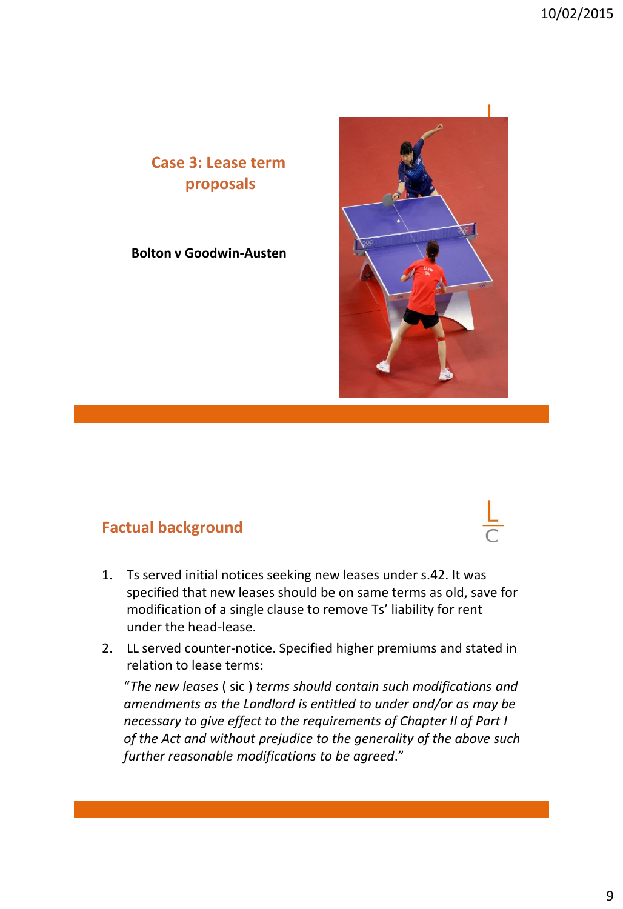## Case 3: Lease term proposals

**Bolton v Goodwin-Austen**

## Factual background

1. Ts served initial notices seeking new leases under s.42. It was specified that new leases should be on same terms as old, save for modification of a single clause to remove Ts' liability for rent under the head-lease.
2. LL served counter-notice. Specified higher premiums and stated in relation to lease terms:

   "*The new leases* ( sic ) *terms should contain such modifications and amendments as the Landlord is entitled to under and/or as may be necessary to give effect to the requirements of Chapter II of Part I of the Act and without prejudice to the generality of the above such further reasonable modifications to be agreed*."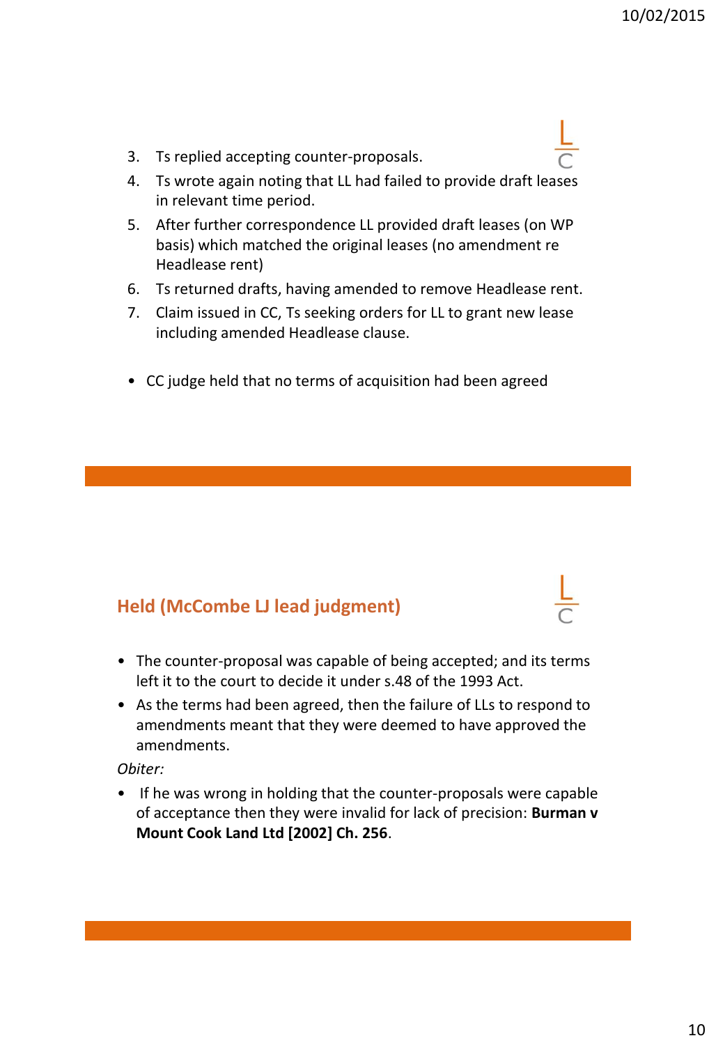3. Ts replied accepting counter-proposals.
4. Ts wrote again noting that LL had failed to provide draft leases in relevant time period.
5. After further correspondence LL provided draft leases (on WP basis) which matched the original leases (no amendment re Headlease rent)
6. Ts returned drafts, having amended to remove Headlease rent.
7. Claim issued in CC, Ts seeking orders for LL to grant new lease including amended Headlease clause.

- CC judge held that no terms of acquisition had been agreed

## Held (McCombe LJ lead judgment)

- The counter-proposal was capable of being accepted; and its terms left it to the court to decide it under s.48 of the 1993 Act.
- As the terms had been agreed, then the failure of LLs to respond to amendments meant that they were deemed to have approved the amendments.

*Obiter:*

- If he was wrong in holding that the counter-proposals were capable of acceptance then they were invalid for lack of precision: **Burman v Mount Cook Land Ltd [2002] Ch. 256**.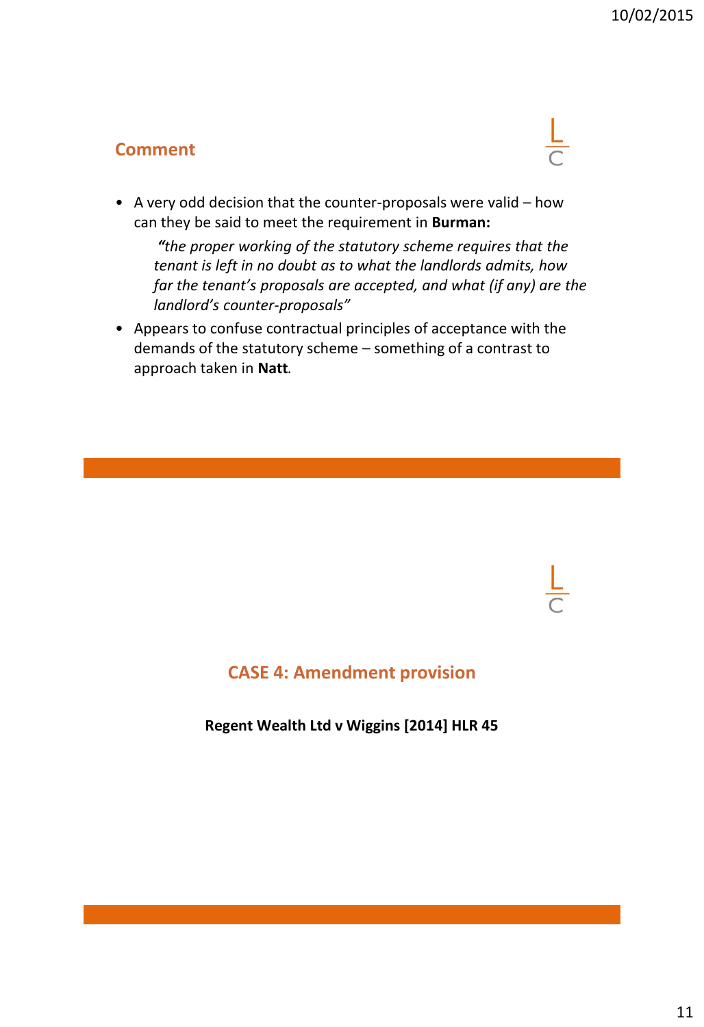## Comment

- A very odd decision that the counter-proposals were valid – how can they be said to meet the requirement in **Burman:**

  *"the proper working of the statutory scheme requires that the tenant is left in no doubt as to what the landlords admits, how far the tenant's proposals are accepted, and what (if any) are the landlord's counter-proposals"*

- Appears to confuse contractual principles of acceptance with the demands of the statutory scheme – something of a contrast to approach taken in **Natt***.*

## CASE 4: Amendment provision

**Regent Wealth Ltd v Wiggins [2014] HLR 45**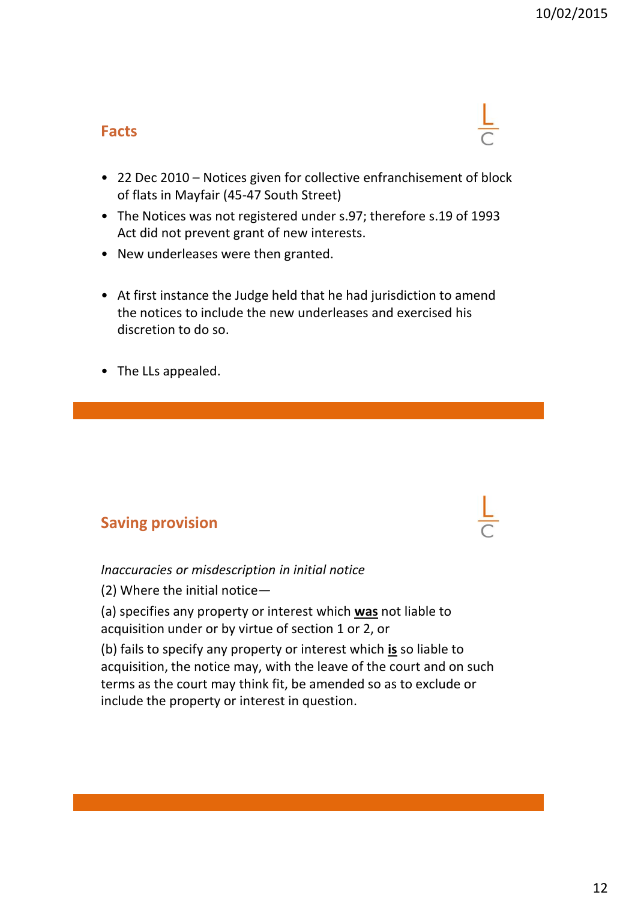## Facts

- 22 Dec 2010 – Notices given for collective enfranchisement of block of flats in Mayfair (45-47 South Street)
- The Notices was not registered under s.97; therefore s.19 of 1993 Act did not prevent grant of new interests.
- New underleases were then granted.

- At first instance the Judge held that he had jurisdiction to amend the notices to include the new underleases and exercised his discretion to do so.

- The LLs appealed.

## Saving provision

*Inaccuracies or misdescription in initial notice*

(2) Where the initial notice—

(a) specifies any property or interest which **was** not liable to acquisition under or by virtue of section 1 or 2, or

(b) fails to specify any property or interest which **is** so liable to acquisition, the notice may, with the leave of the court and on such terms as the court may think fit, be amended so as to exclude or include the property or interest in question.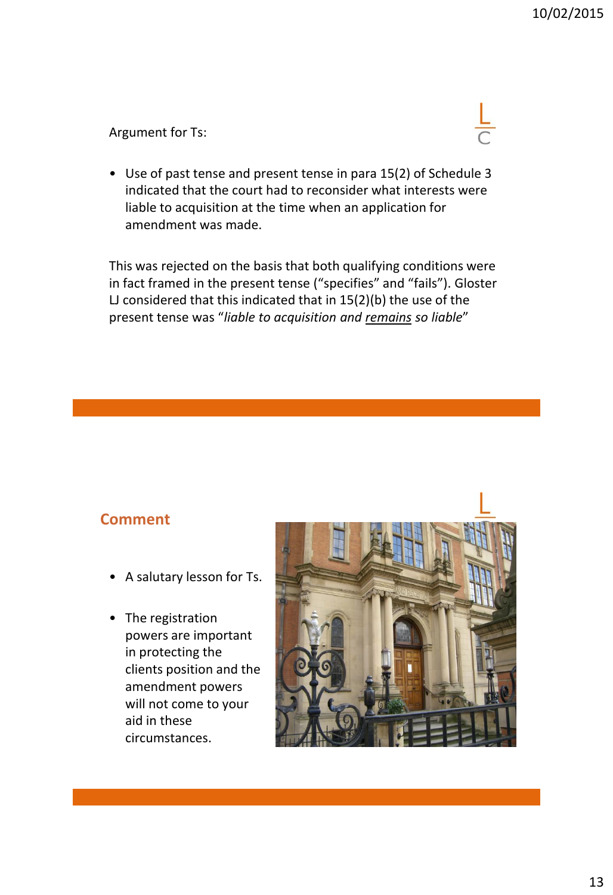Argument for Ts:

- Use of past tense and present tense in para 15(2) of Schedule 3 indicated that the court had to reconsider what interests were liable to acquisition at the time when an application for amendment was made.

This was rejected on the basis that both qualifying conditions were in fact framed in the present tense ("specifies" and "fails"). Gloster LJ considered that this indicated that in 15(2)(b) the use of the present tense was "*liable to acquisition and remains so liable*"

## Comment

- A salutary lesson for Ts.
- The registration powers are important in protecting the clients position and the amendment powers will not come to your aid in these circumstances.